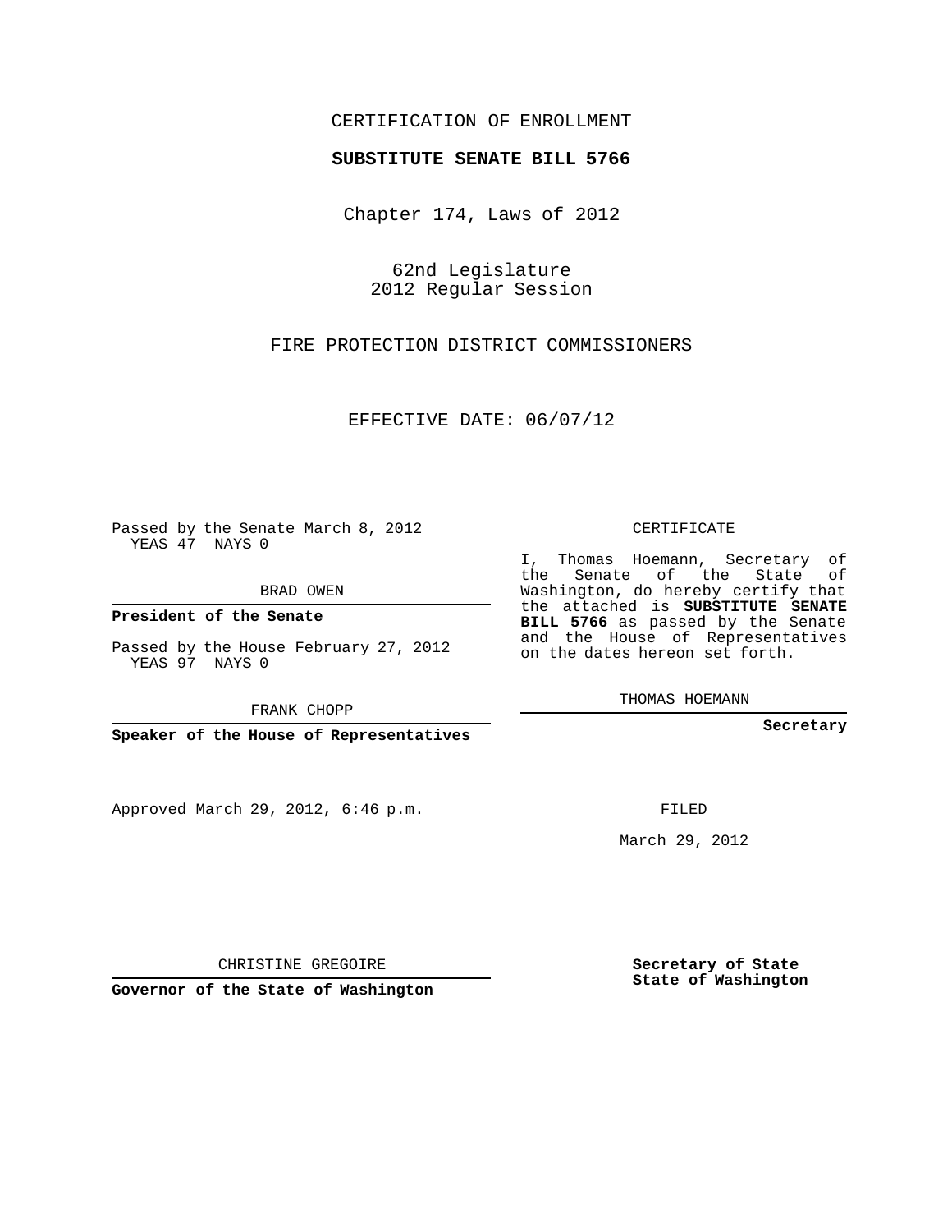CERTIFICATION OF ENROLLMENT

**SUBSTITUTE SENATE BILL 5766**

Chapter 174, Laws of 2012

62nd Legislature
2012 Regular Session

FIRE PROTECTION DISTRICT COMMISSIONERS

EFFECTIVE DATE: 06/07/12

Passed by the Senate March 8, 2012
YEAS 47 NAYS 0

BRAD OWEN

**President of the Senate**

Passed by the House February 27, 2012
YEAS 97 NAYS 0

FRANK CHOPP

**Speaker of the House of Representatives**

Approved March 29, 2012, 6:46 p.m.

CHRISTINE GREGOIRE

**Governor of the State of Washington**

CERTIFICATE

I, Thomas Hoemann, Secretary of the Senate of the State of Washington, do hereby certify that the attached is **SUBSTITUTE SENATE BILL 5766** as passed by the Senate and the House of Representatives on the dates hereon set forth.

THOMAS HOEMANN

**Secretary**

FILED

March 29, 2012

**Secretary of State**
**State of Washington**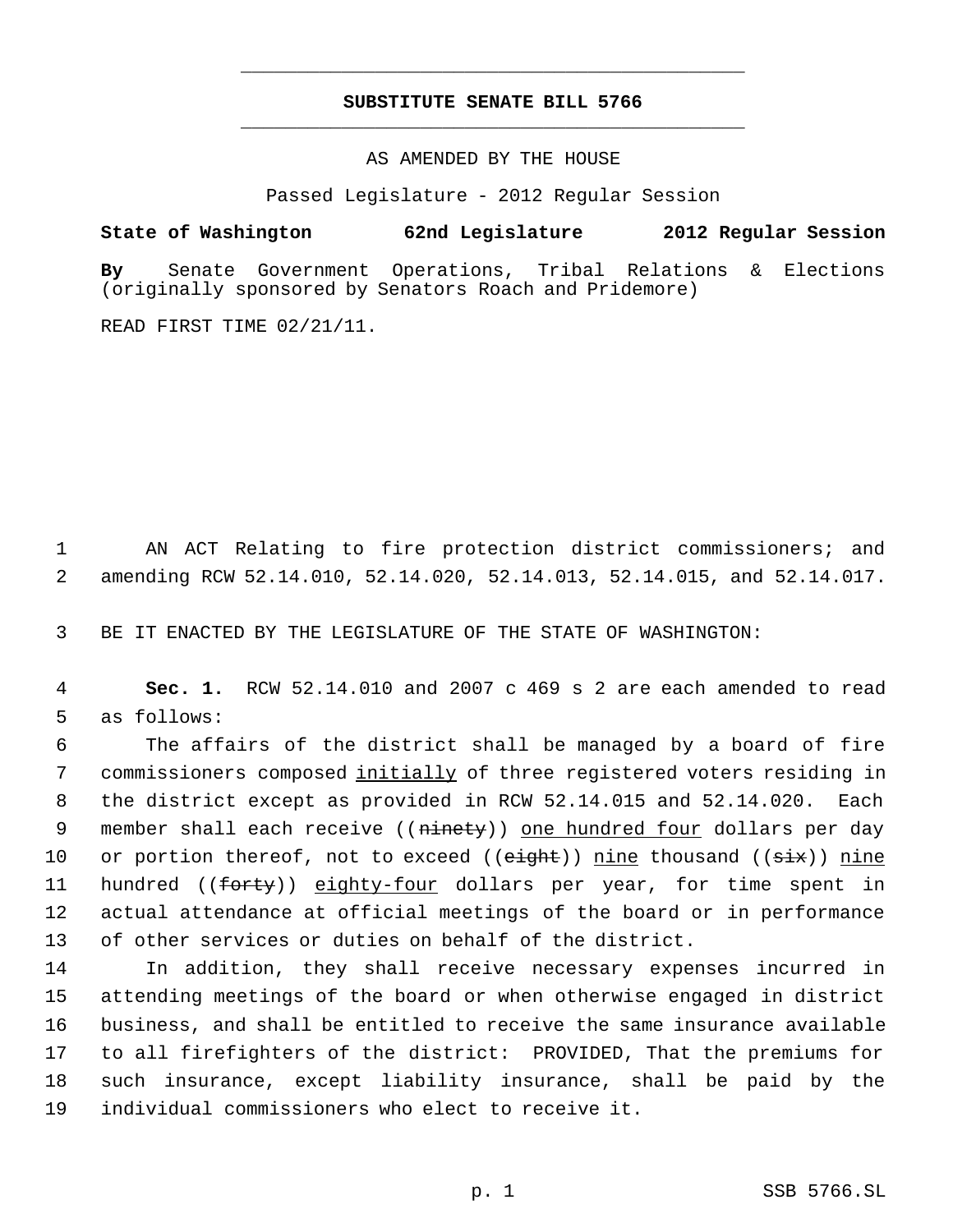**SUBSTITUTE SENATE BILL 5766**

AS AMENDED BY THE HOUSE

Passed Legislature - 2012 Regular Session

**State of Washington 62nd Legislature 2012 Regular Session**

**By** Senate Government Operations, Tribal Relations & Elections (originally sponsored by Senators Roach and Pridemore)

READ FIRST TIME 02/21/11.

1 AN ACT Relating to fire protection district commissioners; and
2 amending RCW 52.14.010, 52.14.020, 52.14.013, 52.14.015, and 52.14.017.

3 BE IT ENACTED BY THE LEGISLATURE OF THE STATE OF WASHINGTON:

4 **Sec. 1.** RCW 52.14.010 and 2007 c 469 s 2 are each amended to read
5 as follows:

6 The affairs of the district shall be managed by a board of fire
7 commissioners composed <u>initially</u> of three registered voters residing in
8 the district except as provided in RCW 52.14.015 and 52.14.020. Each
9 member shall each receive ((~~ninety~~)) <u>one hundred four</u> dollars per day
10 or portion thereof, not to exceed ((~~eight~~)) <u>nine</u> thousand ((~~six~~)) <u>nine</u>
11 hundred ((~~forty~~)) <u>eighty-four</u> dollars per year, for time spent in
12 actual attendance at official meetings of the board or in performance
13 of other services or duties on behalf of the district.

14 In addition, they shall receive necessary expenses incurred in
15 attending meetings of the board or when otherwise engaged in district
16 business, and shall be entitled to receive the same insurance available
17 to all firefighters of the district: PROVIDED, That the premiums for
18 such insurance, except liability insurance, shall be paid by the
19 individual commissioners who elect to receive it.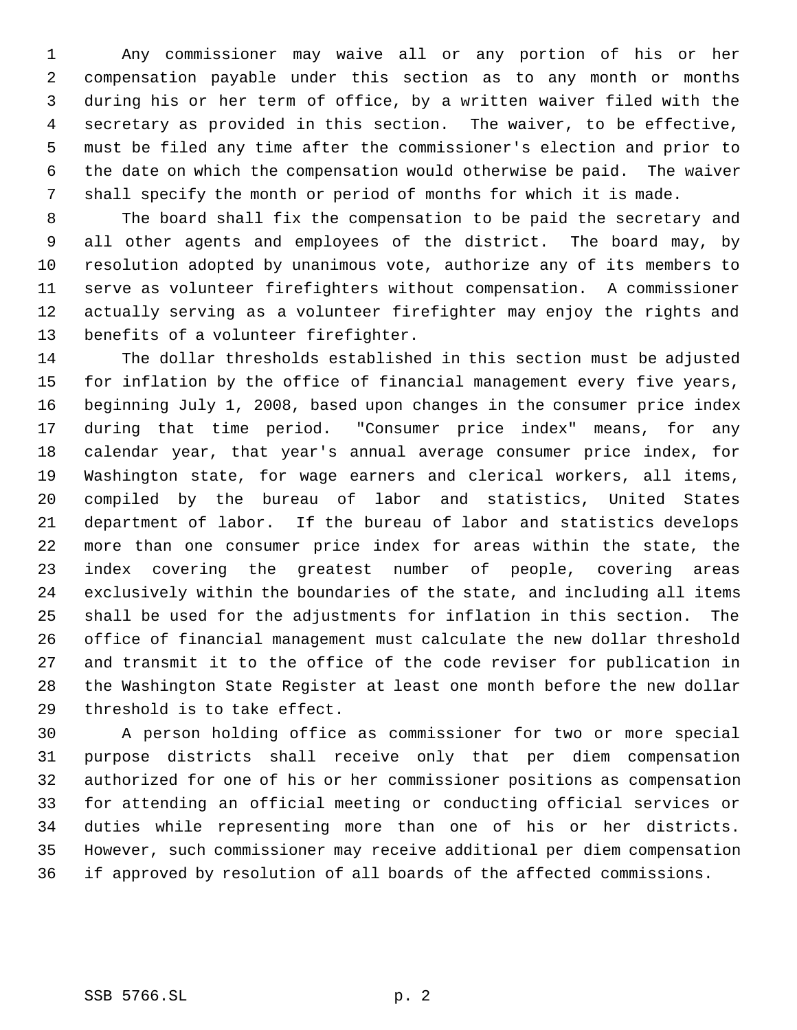Any commissioner may waive all or any portion of his or her compensation payable under this section as to any month or months during his or her term of office, by a written waiver filed with the secretary as provided in this section. The waiver, to be effective, must be filed any time after the commissioner's election and prior to the date on which the compensation would otherwise be paid. The waiver shall specify the month or period of months for which it is made.

The board shall fix the compensation to be paid the secretary and all other agents and employees of the district. The board may, by resolution adopted by unanimous vote, authorize any of its members to serve as volunteer firefighters without compensation. A commissioner actually serving as a volunteer firefighter may enjoy the rights and benefits of a volunteer firefighter.

The dollar thresholds established in this section must be adjusted for inflation by the office of financial management every five years, beginning July 1, 2008, based upon changes in the consumer price index during that time period. "Consumer price index" means, for any calendar year, that year's annual average consumer price index, for Washington state, for wage earners and clerical workers, all items, compiled by the bureau of labor and statistics, United States department of labor. If the bureau of labor and statistics develops more than one consumer price index for areas within the state, the index covering the greatest number of people, covering areas exclusively within the boundaries of the state, and including all items shall be used for the adjustments for inflation in this section. The office of financial management must calculate the new dollar threshold and transmit it to the office of the code reviser for publication in the Washington State Register at least one month before the new dollar threshold is to take effect.

A person holding office as commissioner for two or more special purpose districts shall receive only that per diem compensation authorized for one of his or her commissioner positions as compensation for attending an official meeting or conducting official services or duties while representing more than one of his or her districts. However, such commissioner may receive additional per diem compensation if approved by resolution of all boards of the affected commissions.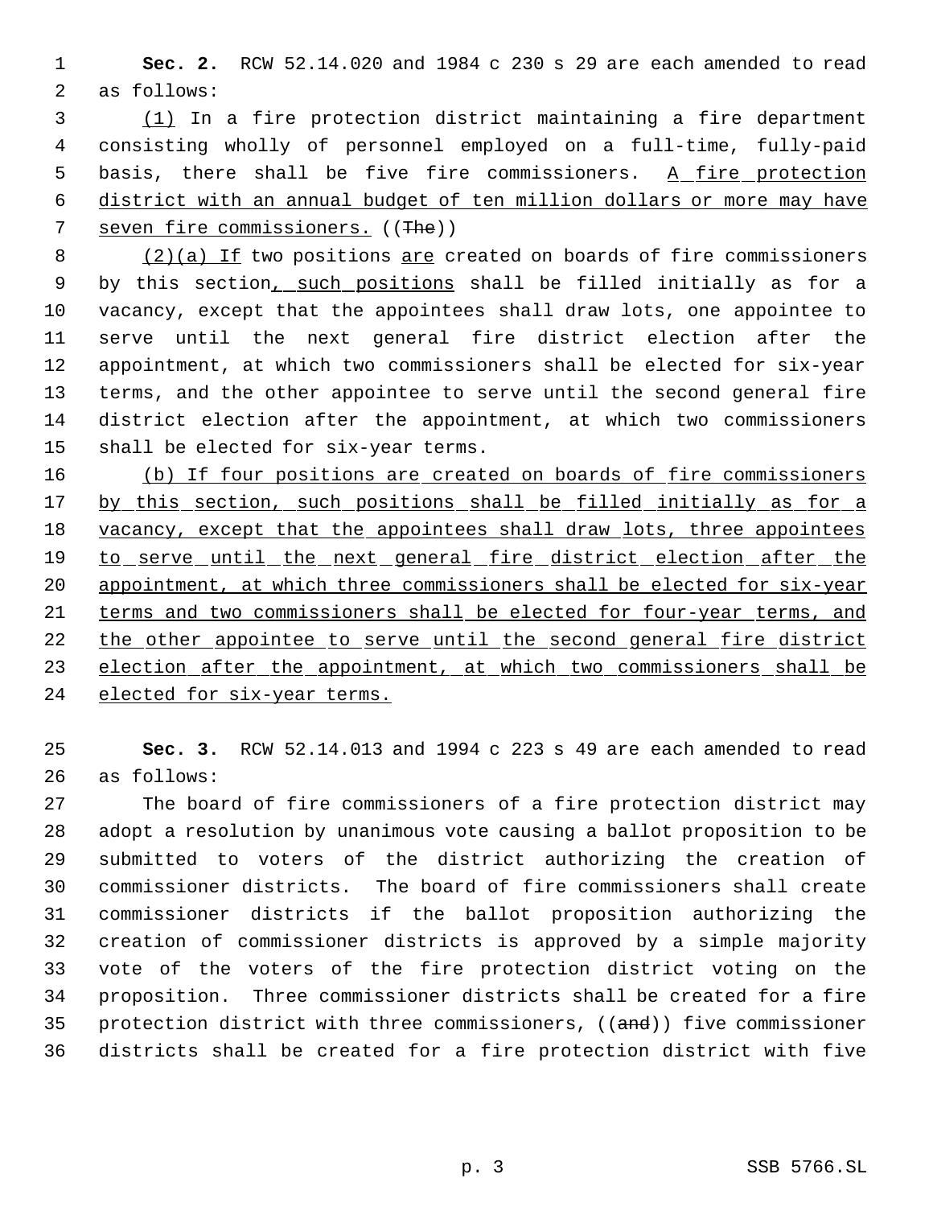**Sec. 2.** RCW 52.14.020 and 1984 c 230 s 29 are each amended to read as follows:

(1) In a fire protection district maintaining a fire department consisting wholly of personnel employed on a full-time, fully-paid basis, there shall be five fire commissioners. A fire protection district with an annual budget of ten million dollars or more may have seven fire commissioners. ((The))

(2)(a) If two positions are created on boards of fire commissioners by this section, such positions shall be filled initially as for a vacancy, except that the appointees shall draw lots, one appointee to serve until the next general fire district election after the appointment, at which two commissioners shall be elected for six-year terms, and the other appointee to serve until the second general fire district election after the appointment, at which two commissioners shall be elected for six-year terms.

(b) If four positions are created on boards of fire commissioners by this section, such positions shall be filled initially as for a vacancy, except that the appointees shall draw lots, three appointees to serve until the next general fire district election after the appointment, at which three commissioners shall be elected for six-year terms and two commissioners shall be elected for four-year terms, and the other appointee to serve until the second general fire district election after the appointment, at which two commissioners shall be elected for six-year terms.

**Sec. 3.** RCW 52.14.013 and 1994 c 223 s 49 are each amended to read as follows:

The board of fire commissioners of a fire protection district may adopt a resolution by unanimous vote causing a ballot proposition to be submitted to voters of the district authorizing the creation of commissioner districts. The board of fire commissioners shall create commissioner districts if the ballot proposition authorizing the creation of commissioner districts is approved by a simple majority vote of the voters of the fire protection district voting on the proposition. Three commissioner districts shall be created for a fire protection district with three commissioners, ((and)) five commissioner districts shall be created for a fire protection district with five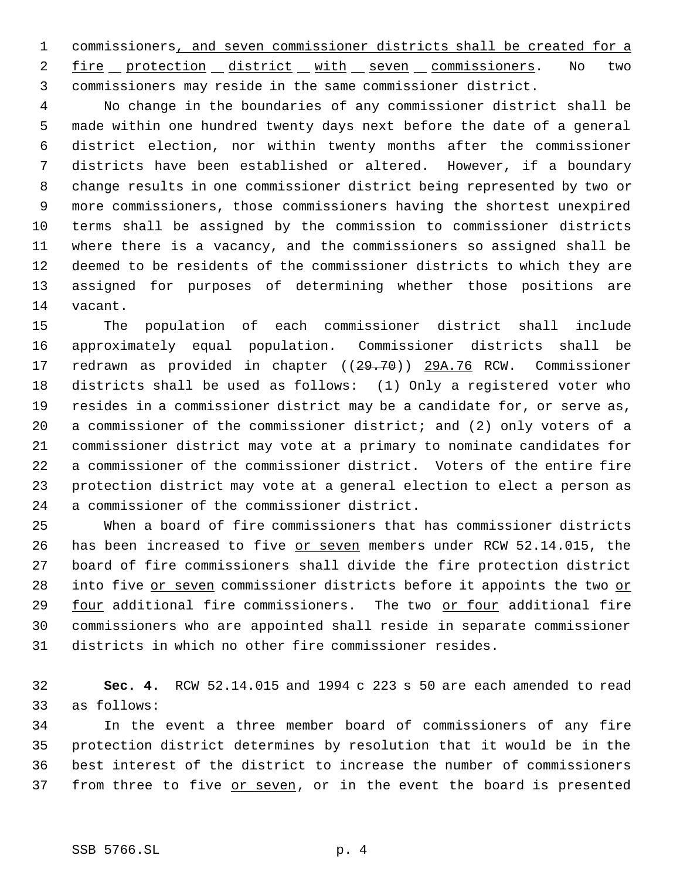commissioners<u>, and seven commissioner districts shall be created for a fire protection district with seven commissioners</u>. No two commissioners may reside in the same commissioner district.

No change in the boundaries of any commissioner district shall be made within one hundred twenty days next before the date of a general district election, nor within twenty months after the commissioner districts have been established or altered. However, if a boundary change results in one commissioner district being represented by two or more commissioners, those commissioners having the shortest unexpired terms shall be assigned by the commission to commissioner districts where there is a vacancy, and the commissioners so assigned shall be deemed to be residents of the commissioner districts to which they are assigned for purposes of determining whether those positions are vacant.

The population of each commissioner district shall include approximately equal population. Commissioner districts shall be redrawn as provided in chapter ((~~29.70~~)) <u>29A.76</u> RCW. Commissioner districts shall be used as follows: (1) Only a registered voter who resides in a commissioner district may be a candidate for, or serve as, a commissioner of the commissioner district; and (2) only voters of a commissioner district may vote at a primary to nominate candidates for a commissioner of the commissioner district. Voters of the entire fire protection district may vote at a general election to elect a person as a commissioner of the commissioner district.

When a board of fire commissioners that has commissioner districts has been increased to five <u>or seven</u> members under RCW 52.14.015, the board of fire commissioners shall divide the fire protection district into five <u>or seven</u> commissioner districts before it appoints the two <u>or four</u> additional fire commissioners. The two <u>or four</u> additional fire commissioners who are appointed shall reside in separate commissioner districts in which no other fire commissioner resides.

**Sec. 4.** RCW 52.14.015 and 1994 c 223 s 50 are each amended to read as follows:

In the event a three member board of commissioners of any fire protection district determines by resolution that it would be in the best interest of the district to increase the number of commissioners from three to five <u>or seven</u>, or in the event the board is presented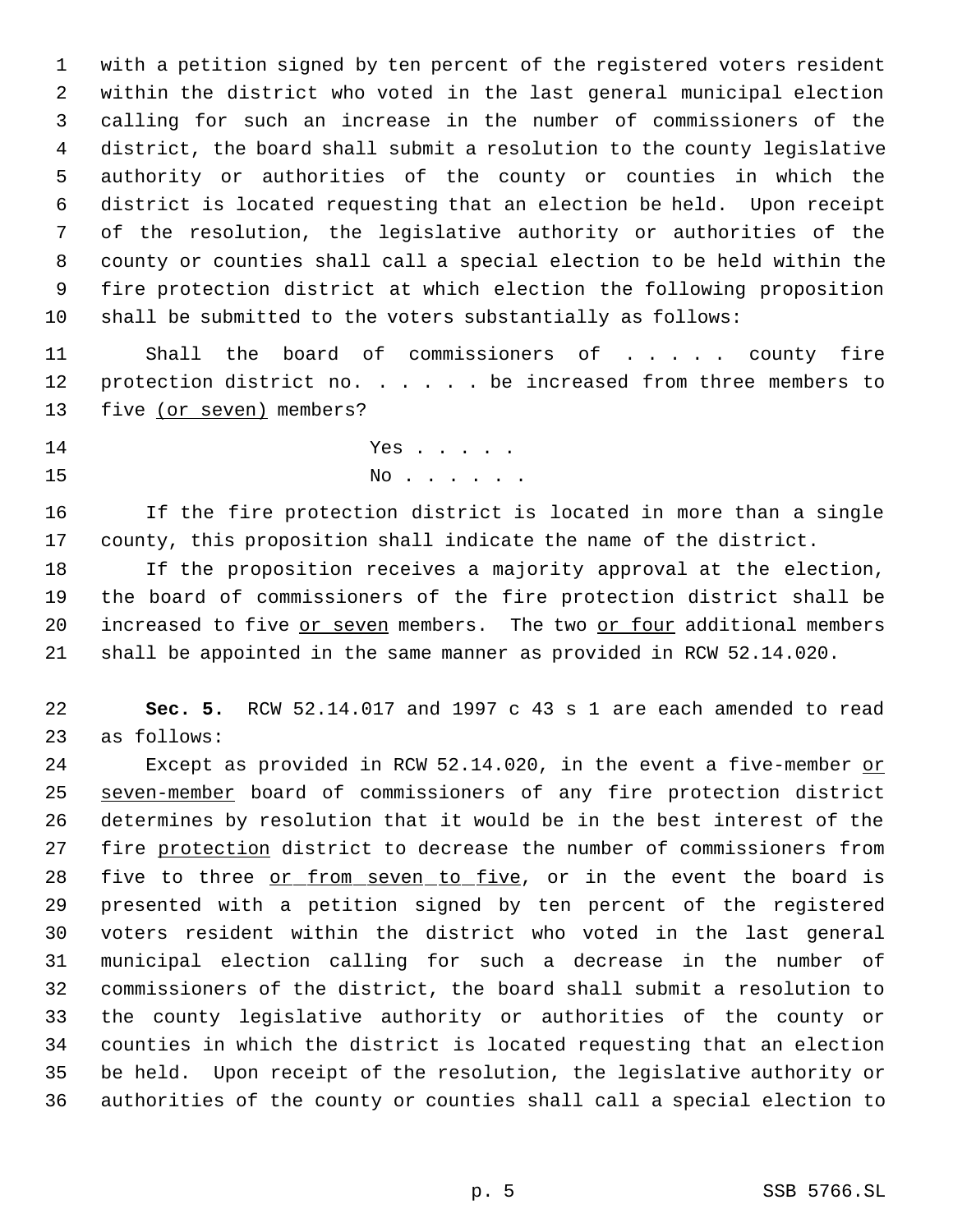with a petition signed by ten percent of the registered voters resident within the district who voted in the last general municipal election calling for such an increase in the number of commissioners of the district, the board shall submit a resolution to the county legislative authority or authorities of the county or counties in which the district is located requesting that an election be held. Upon receipt of the resolution, the legislative authority or authorities of the county or counties shall call a special election to be held within the fire protection district at which election the following proposition shall be submitted to the voters substantially as follows:

Shall the board of commissioners of . . . . . county fire protection district no. . . . . . be increased from three members to five <u>(or seven)</u> members?

Yes . . . . .

No . . . . . .

If the fire protection district is located in more than a single county, this proposition shall indicate the name of the district.

If the proposition receives a majority approval at the election, the board of commissioners of the fire protection district shall be increased to five <u>or seven</u> members. The two <u>or four</u> additional members shall be appointed in the same manner as provided in RCW 52.14.020.

**Sec. 5.** RCW 52.14.017 and 1997 c 43 s 1 are each amended to read as follows:

Except as provided in RCW 52.14.020, in the event a five-member <u>or seven-member</u> board of commissioners of any fire protection district determines by resolution that it would be in the best interest of the fire <u>protection</u> district to decrease the number of commissioners from five to three <u>or from seven to five</u>, or in the event the board is presented with a petition signed by ten percent of the registered voters resident within the district who voted in the last general municipal election calling for such a decrease in the number of commissioners of the district, the board shall submit a resolution to the county legislative authority or authorities of the county or counties in which the district is located requesting that an election be held. Upon receipt of the resolution, the legislative authority or authorities of the county or counties shall call a special election to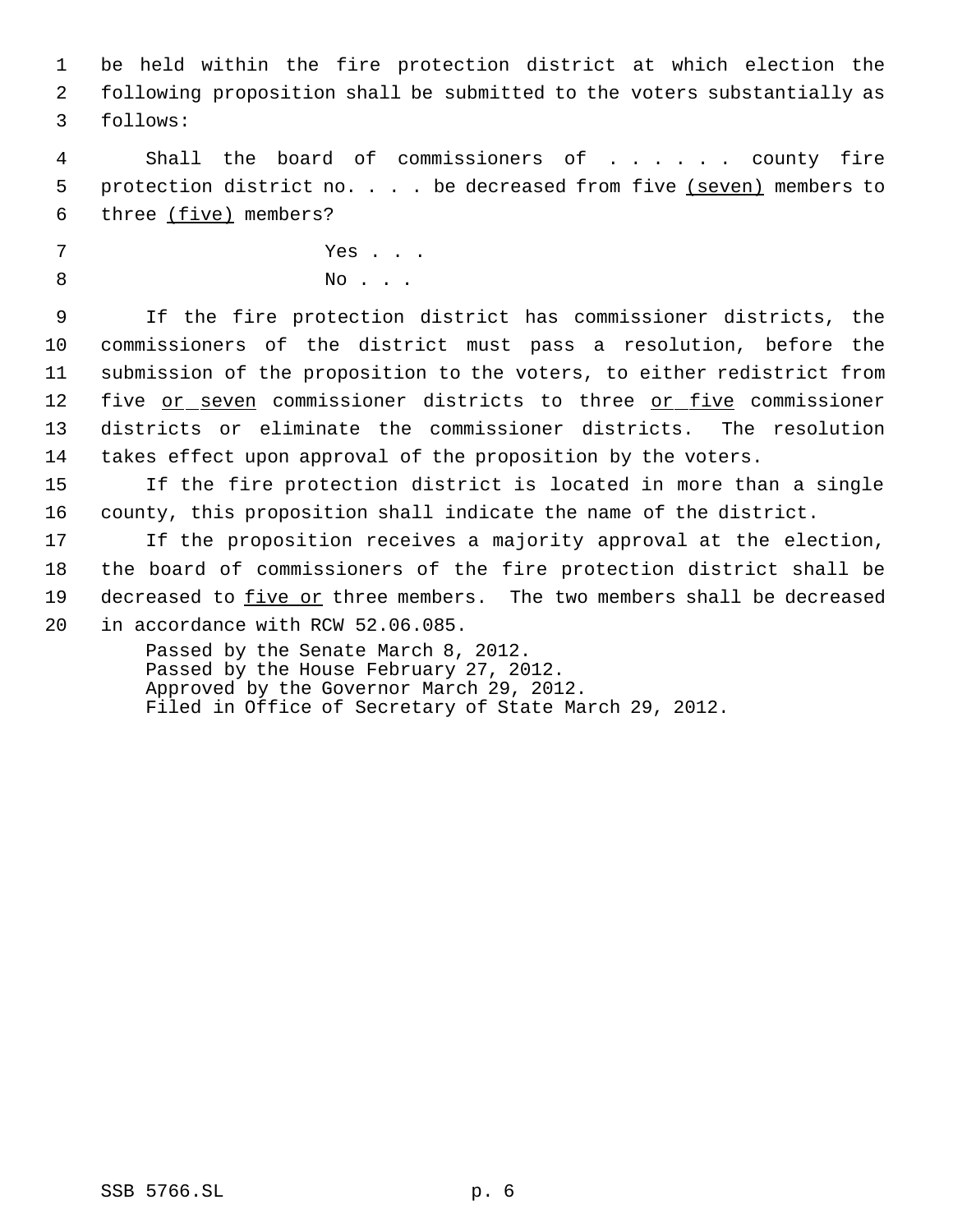be held within the fire protection district at which election the following proposition shall be submitted to the voters substantially as follows:

Shall the board of commissioners of . . . . . . county fire protection district no. . . . be decreased from five (seven) members to three (five) members?

Yes . . .

No . . .

If the fire protection district has commissioner districts, the commissioners of the district must pass a resolution, before the submission of the proposition to the voters, to either redistrict from five or seven commissioner districts to three or five commissioner districts or eliminate the commissioner districts. The resolution takes effect upon approval of the proposition by the voters.

If the fire protection district is located in more than a single county, this proposition shall indicate the name of the district.

If the proposition receives a majority approval at the election, the board of commissioners of the fire protection district shall be decreased to five or three members. The two members shall be decreased in accordance with RCW 52.06.085.

Passed by the Senate March 8, 2012.
Passed by the House February 27, 2012.
Approved by the Governor March 29, 2012.
Filed in Office of Secretary of State March 29, 2012.